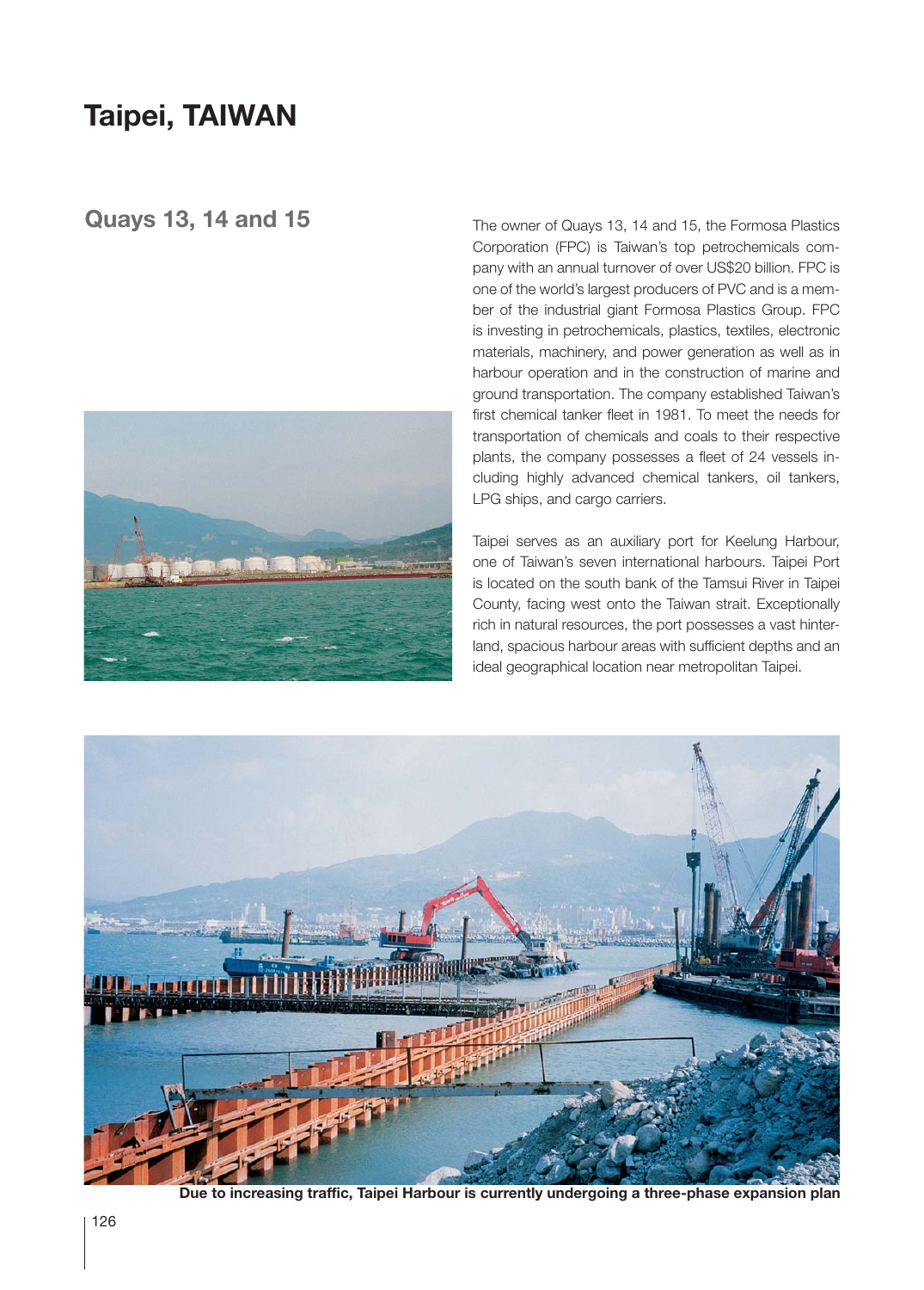# Taipei, TAIWAN

## Quays 13, 14 and 15

The owner of Quays 13, 14 and 15, the Formosa Plastics Corporation (FPC) is Taiwan's top petrochemicals company with an annual turnover of over US$20 billion. FPC is one of the world's largest producers of PVC and is a member of the industrial giant Formosa Plastics Group. FPC is investing in petrochemicals, plastics, textiles, electronic materials, machinery, and power generation as well as in harbour operation and in the construction of marine and ground transportation. The company established Taiwan's first chemical tanker fleet in 1981. To meet the needs for transportation of chemicals and coals to their respective plants, the company possesses a fleet of 24 vessels including highly advanced chemical tankers, oil tankers, LPG ships, and cargo carriers.

Taipei serves as an auxiliary port for Keelung Harbour, one of Taiwan's seven international harbours. Taipei Port is located on the south bank of the Tamsui River in Taipei County, facing west onto the Taiwan strait. Exceptionally rich in natural resources, the port possesses a vast hinterland, spacious harbour areas with sufficient depths and an ideal geographical location near metropolitan Taipei.

**Due to increasing traffic, Taipei Harbour is currently undergoing a three-phase expansion plan**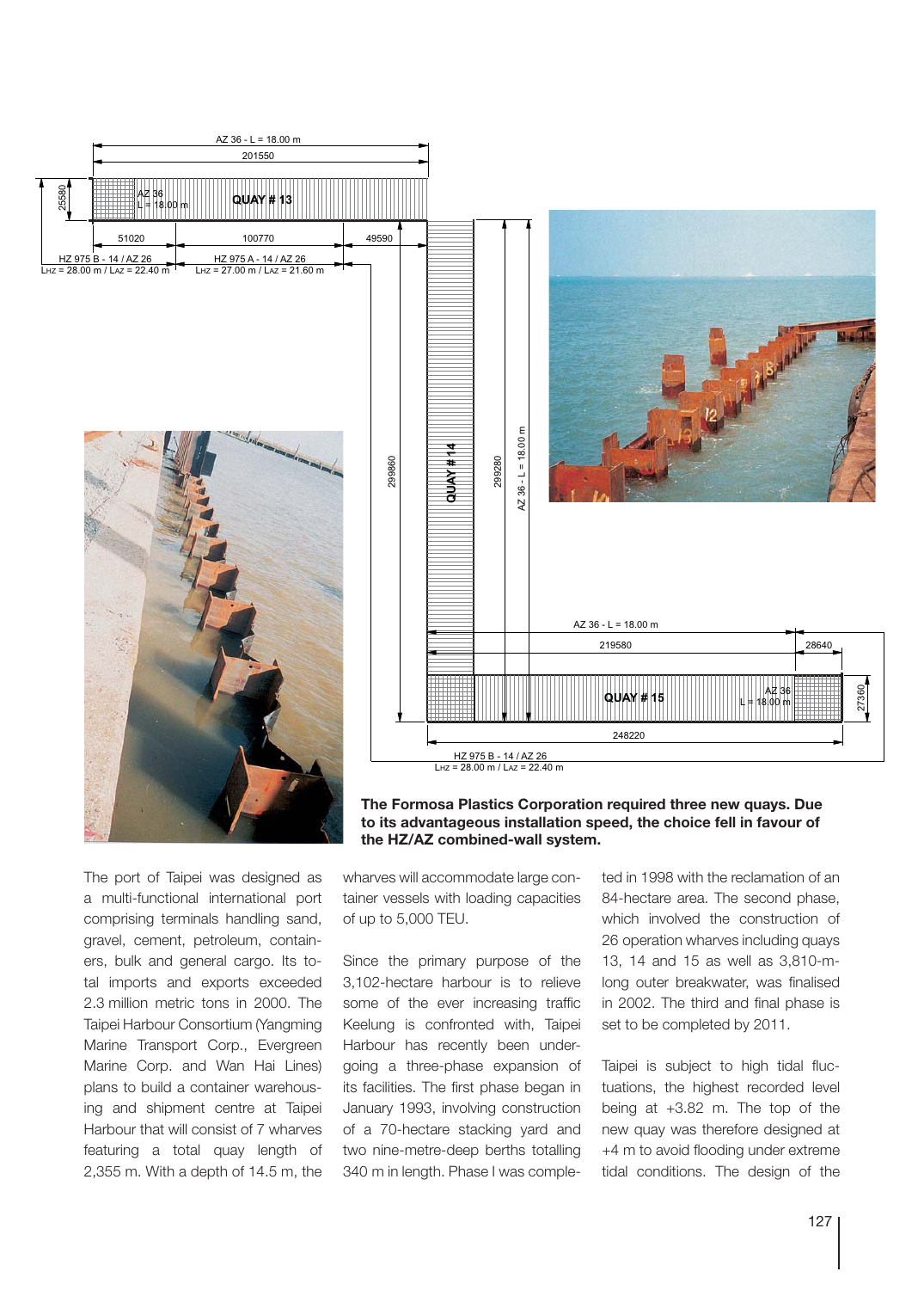**The Formosa Plastics Corporation required three new quays. Due to its advantageous installation speed, the choice fell in favour of the HZ/AZ combined-wall system.**

The port of Taipei was designed as a multi-functional international port comprising terminals handling sand, gravel, cement, petroleum, containers, bulk and general cargo. Its total imports and exports exceeded 2.3 million metric tons in 2000. The Taipei Harbour Consortium (Yangming Marine Transport Corp., Evergreen Marine Corp. and Wan Hai Lines) plans to build a container warehousing and shipment centre at Taipei Harbour that will consist of 7 wharves featuring a total quay length of 2,355 m. With a depth of 14.5 m, the wharves will accommodate large container vessels with loading capacities of up to 5,000 TEU.

Since the primary purpose of the 3,102-hectare harbour is to relieve some of the ever increasing traffic Keelung is confronted with, Taipei Harbour has recently been undergoing a three-phase expansion of its facilities. The first phase began in January 1993, involving construction of a 70-hectare stacking yard and two nine-metre-deep berths totalling 340 m in length. Phase I was completed in 1998 with the reclamation of an 84-hectare area. The second phase, which involved the construction of 26 operation wharves including quays 13, 14 and 15 as well as 3,810-m-long outer breakwater, was finalised in 2002. The third and final phase is set to be completed by 2011.

Taipei is subject to high tidal fluctuations, the highest recorded level being at +3.82 m. The top of the new quay was therefore designed at +4 m to avoid flooding under extreme tidal conditions. The design of the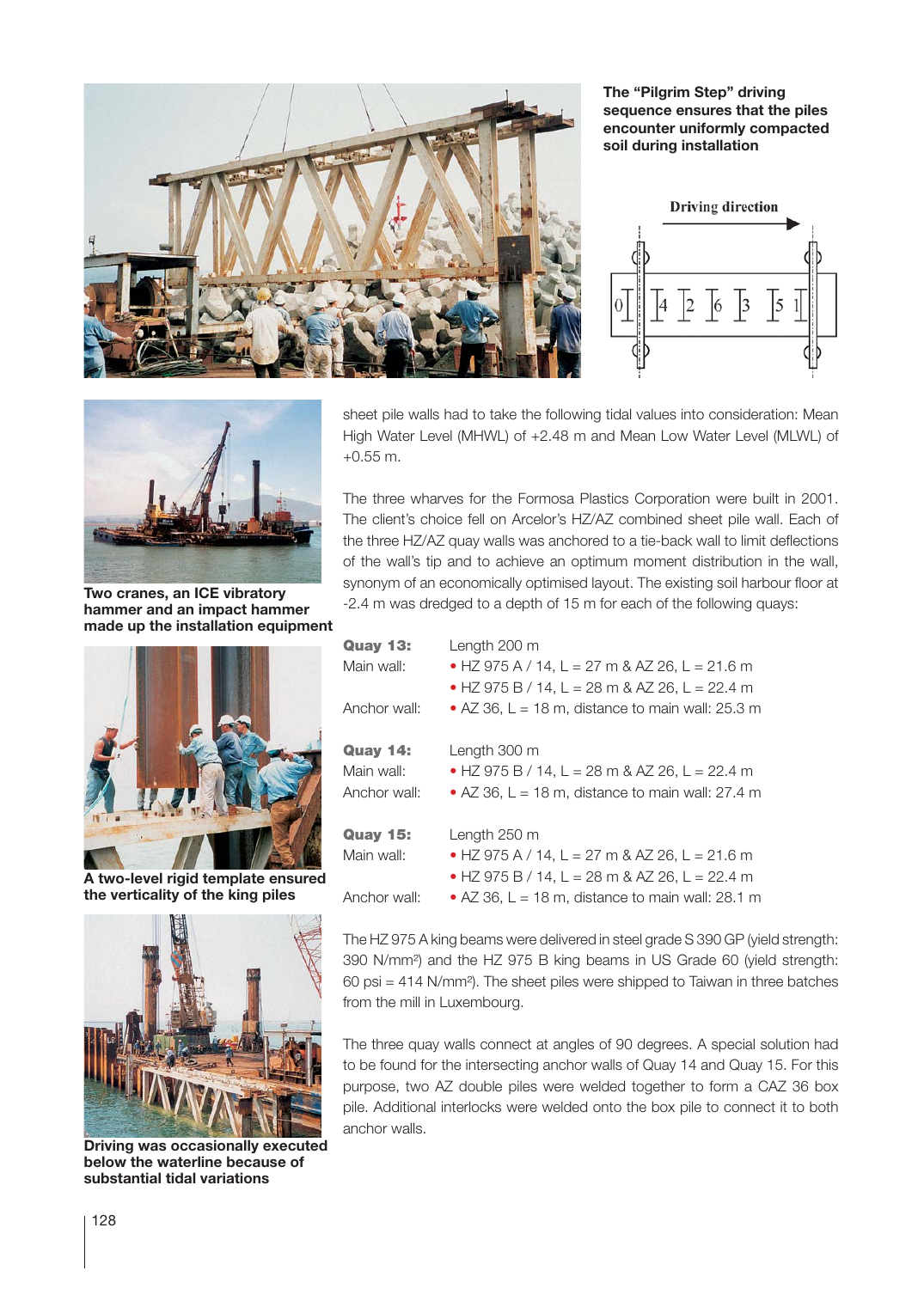The “Pilgrim Step” driving sequence ensures that the piles encounter uniformly compacted soil during installation

Two cranes, an ICE vibratory hammer and an impact hammer made up the installation equipment

A two-level rigid template ensured the verticality of the king piles

Driving was occasionally executed below the waterline because of substantial tidal variations

sheet pile walls had to take the following tidal values into consideration: Mean High Water Level (MHWL) of +2.48 m and Mean Low Water Level (MLWL) of +0.55 m.

The three wharves for the Formosa Plastics Corporation were built in 2001. The client’s choice fell on Arcelor’s HZ/AZ combined sheet pile wall. Each of the three HZ/AZ quay walls was anchored to a tie-back wall to limit deflections of the wall’s tip and to achieve an optimum moment distribution in the wall, synonym of an economically optimised layout. The existing soil harbour floor at -2.4 m was dredged to a depth of 15 m for each of the following quays:

**Quay 13:** Length 200 m
Main wall:
- HZ 975 A / 14, L = 27 m & AZ 26, L = 21.6 m
- HZ 975 B / 14, L = 28 m & AZ 26, L = 22.4 m

Anchor wall:
- AZ 36, L = 18 m, distance to main wall: 25.3 m

**Quay 14:** Length 300 m
Main wall:
- HZ 975 B / 14, L = 28 m & AZ 26, L = 22.4 m

Anchor wall:
- AZ 36, L = 18 m, distance to main wall: 27.4 m

**Quay 15:** Length 250 m
Main wall:
- HZ 975 A / 14, L = 27 m & AZ 26, L = 21.6 m
- HZ 975 B / 14, L = 28 m & AZ 26, L = 22.4 m

Anchor wall:
- AZ 36, L = 18 m, distance to main wall: 28.1 m

The HZ 975 A king beams were delivered in steel grade S 390 GP (yield strength: 390 N/mm²) and the HZ 975 B king beams in US Grade 60 (yield strength: 60 psi = 414 N/mm²). The sheet piles were shipped to Taiwan in three batches from the mill in Luxembourg.

The three quay walls connect at angles of 90 degrees. A special solution had to be found for the intersecting anchor walls of Quay 14 and Quay 15. For this purpose, two AZ double piles were welded together to form a CAZ 36 box pile. Additional interlocks were welded onto the box pile to connect it to both anchor walls.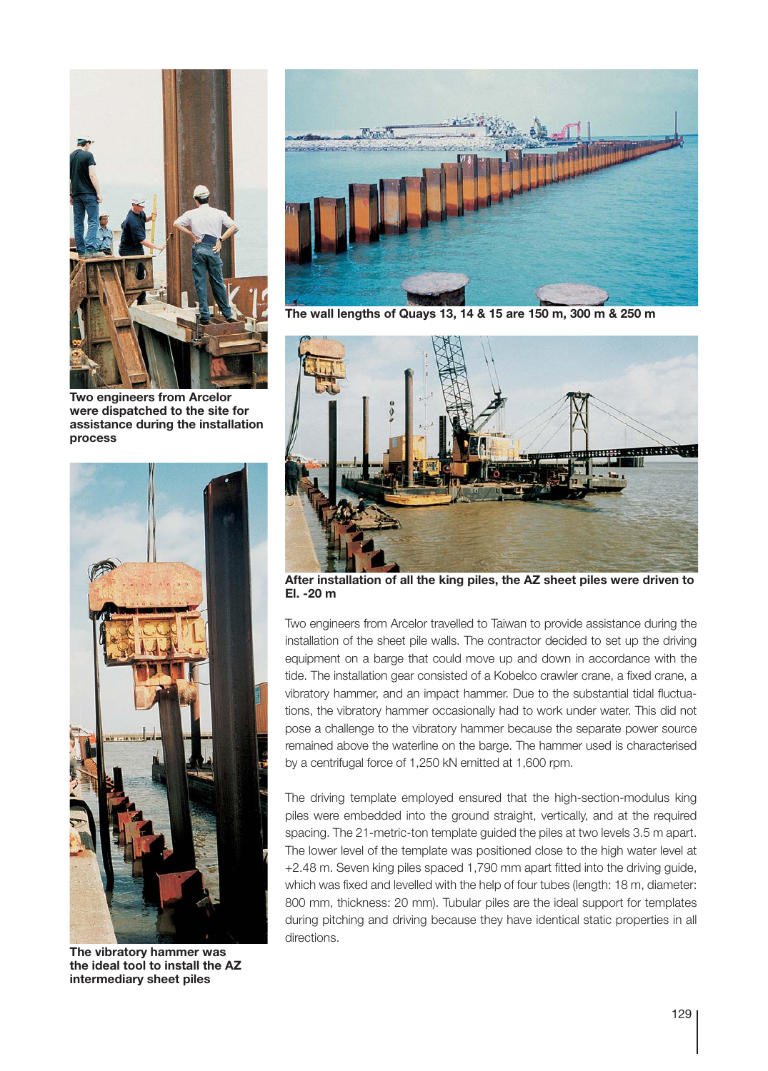**Two engineers from Arcelor were dispatched to the site for assistance during the installation process**

**The wall lengths of Quays 13, 14 & 15 are 150 m, 300 m & 250 m**

**After installation of all the king piles, the AZ sheet piles were driven to El. -20 m**

**The vibratory hammer was the ideal tool to install the AZ intermediary sheet piles**

Two engineers from Arcelor travelled to Taiwan to provide assistance during the installation of the sheet pile walls. The contractor decided to set up the driving equipment on a barge that could move up and down in accordance with the tide. The installation gear consisted of a Kobelco crawler crane, a fixed crane, a vibratory hammer, and an impact hammer. Due to the substantial tidal fluctuations, the vibratory hammer occasionally had to work under water. This did not pose a challenge to the vibratory hammer because the separate power source remained above the waterline on the barge. The hammer used is characterised by a centrifugal force of 1,250 kN emitted at 1,600 rpm.

The driving template employed ensured that the high-section-modulus king piles were embedded into the ground straight, vertically, and at the required spacing. The 21-metric-ton template guided the piles at two levels 3.5 m apart. The lower level of the template was positioned close to the high water level at +2.48 m. Seven king piles spaced 1,790 mm apart fitted into the driving guide, which was fixed and levelled with the help of four tubes (length: 18 m, diameter: 800 mm, thickness: 20 mm). Tubular piles are the ideal support for templates during pitching and driving because they have identical static properties in all directions.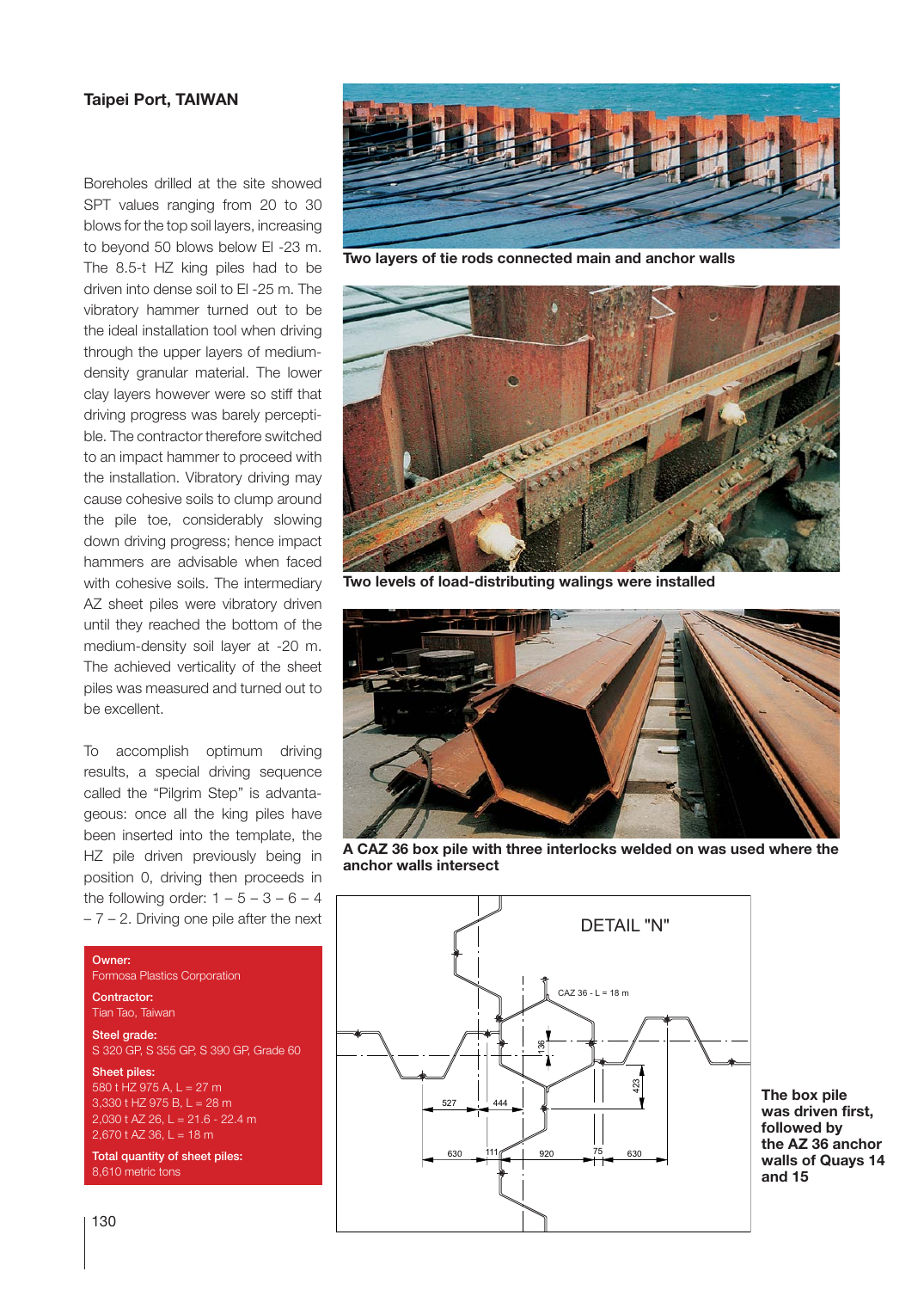## Taipei Port, TAIWAN

Boreholes drilled at the site showed SPT values ranging from 20 to 30 blows for the top soil layers, increasing to beyond 50 blows below El -23 m. The 8.5-t HZ king piles had to be driven into dense soil to El -25 m. The vibratory hammer turned out to be the ideal installation tool when driving through the upper layers of medium-density granular material. The lower clay layers however were so stiff that driving progress was barely perceptible. The contractor therefore switched to an impact hammer to proceed with the installation. Vibratory driving may cause cohesive soils to clump around the pile toe, considerably slowing down driving progress; hence impact hammers are advisable when faced with cohesive soils. The intermediary AZ sheet piles were vibratory driven until they reached the bottom of the medium-density soil layer at -20 m. The achieved verticality of the sheet piles was measured and turned out to be excellent.

To accomplish optimum driving results, a special driving sequence called the "Pilgrim Step" is advantageous: once all the king piles have been inserted into the template, the HZ pile driven previously being in position 0, driving then proceeds in the following order: 1 – 5 – 3 – 6 – 4 – 7 – 2. Driving one pile after the next

**Owner:**
Formosa Plastics Corporation

**Contractor:**
Tian Tao, Taiwan

**Steel grade:**
S 320 GP, S 355 GP, S 390 GP, Grade 60

**Sheet piles:**
580 t HZ 975 A, L = 27 m
3,330 t HZ 975 B, L = 28 m
2,030 t AZ 26, L = 21.6 - 22.4 m
2,670 t AZ 36, L = 18 m

**Total quantity of sheet piles:**
8,610 metric tons

**Two layers of tie rods connected main and anchor walls**

**Two levels of load-distributing walings were installed**

**A CAZ 36 box pile with three interlocks welded on was used where the anchor walls intersect**

DETAIL "N"

CAZ 36 - L = 18 m

136, 527, 444, 423, 630, 111, 920, 75, 630

**The box pile was driven first, followed by the AZ 36 anchor walls of Quays 14 and 15**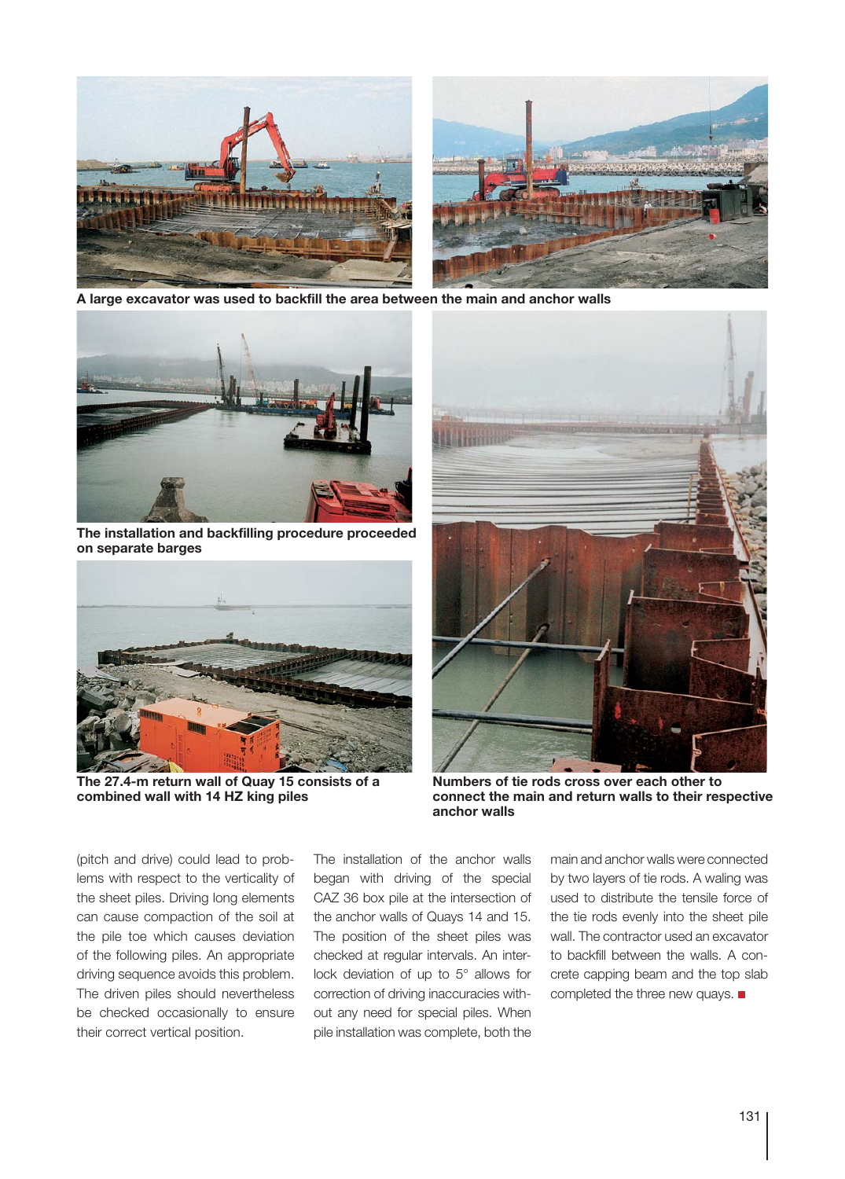A large excavator was used to backfill the area between the main and anchor walls

The installation and backfilling procedure proceeded on separate barges

The 27.4-m return wall of Quay 15 consists of a combined wall with 14 HZ king piles

Numbers of tie rods cross over each other to connect the main and return walls to their respective anchor walls

(pitch and drive) could lead to problems with respect to the verticality of the sheet piles. Driving long elements can cause compaction of the soil at the pile toe which causes deviation of the following piles. An appropriate driving sequence avoids this problem. The driven piles should nevertheless be checked occasionally to ensure their correct vertical position.

The installation of the anchor walls began with driving of the special CAZ 36 box pile at the intersection of the anchor walls of Quays 14 and 15. The position of the sheet piles was checked at regular intervals. An interlock deviation of up to 5° allows for correction of driving inaccuracies without any need for special piles. When pile installation was complete, both the main and anchor walls were connected by two layers of tie rods. A waling was used to distribute the tensile force of the tie rods evenly into the sheet pile wall. The contractor used an excavator to backfill between the walls. A concrete capping beam and the top slab completed the three new quays. ■